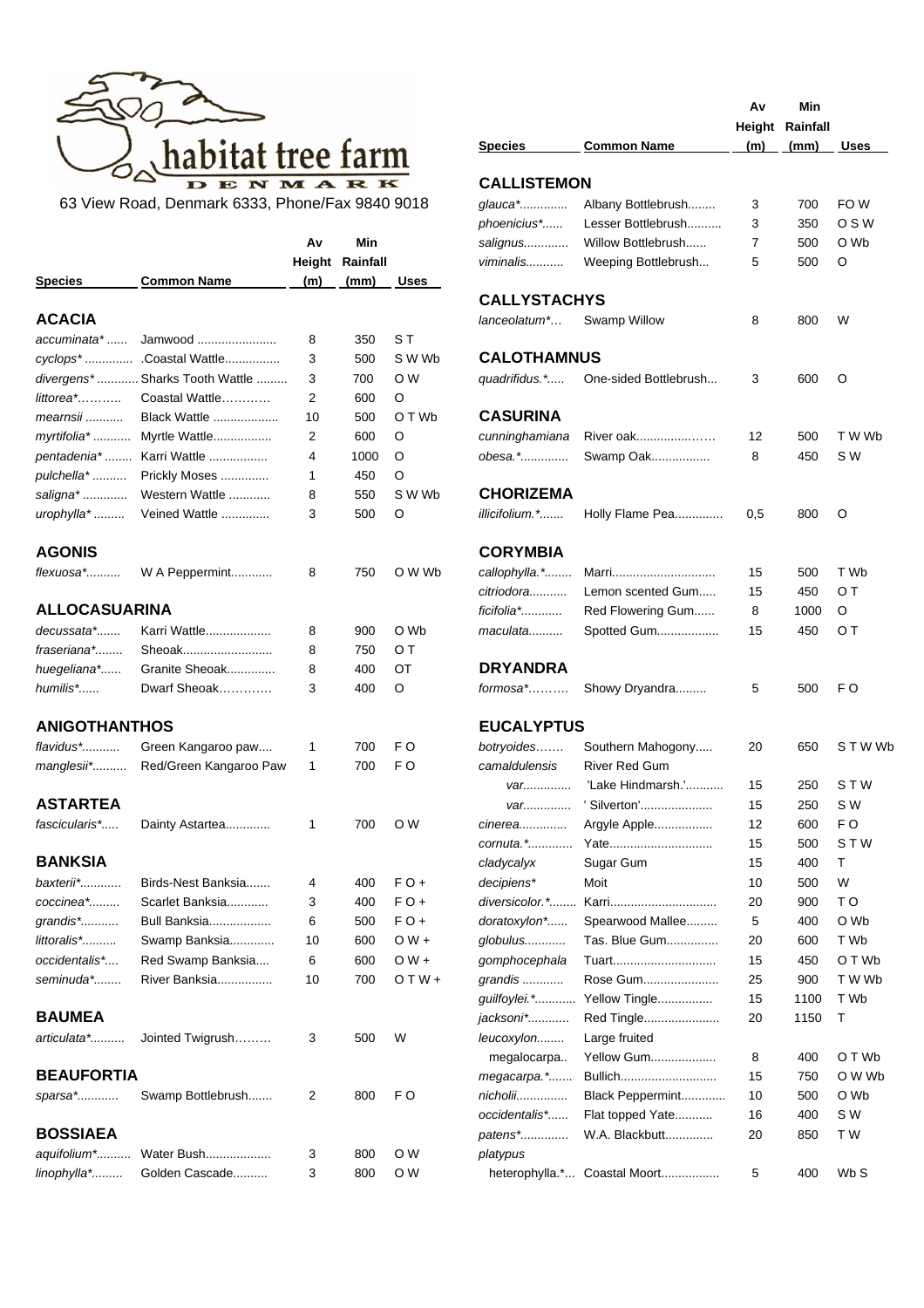# habitat tree farm

DENMARK

63 View Road, Denmark 6333, Phone/Fax 9840 9018

| Species | Common Name | Av Height (m) | Min Rainfall (mm) | Uses |
|---|---|---|---|---|
| **ACACIA** | | | | |
| *accuminata** | Jamwood | 8 | 350 | S T |
| *cyclops** | Coastal Wattle | 3 | 500 | S W Wb |
| *divergens** | Sharks Tooth Wattle | 3 | 700 | O W |
| *littorea** | Coastal Wattle | 2 | 600 | O |
| *mearnsii* | Black Wattle | 10 | 500 | O T Wb |
| *myrtifolia** | Myrtle Wattle | 2 | 600 | O |
| *pentadenia** | Karri Wattle | 4 | 1000 | O |
| *pulchella** | Prickly Moses | 1 | 450 | O |
| *saligna** | Western Wattle | 8 | 550 | S W Wb |
| *urophylla** | Veined Wattle | 3 | 500 | O |
| **AGONIS** | | | | |
| *flexuosa** | W A Peppermint | 8 | 750 | O W Wb |
| **ALLOCASUARINA** | | | | |
| *decussata** | Karri Wattle | 8 | 900 | O Wb |
| *fraseriana** | Sheoak | 8 | 750 | O T |
| *huegeliana** | Granite Sheoak | 8 | 400 | OT |
| *humilis** | Dwarf Sheoak | 3 | 400 | O |
| **ANIGOTHANTHOS** | | | | |
| *flavidus** | Green Kangaroo paw | 1 | 700 | F O |
| *manglesii** | Red/Green Kangaroo Paw | 1 | 700 | F O |
| **ASTARTEA** | | | | |
| *fascicularis** | Dainty Astartea | 1 | 700 | O W |
| **BANKSIA** | | | | |
| *baxterii** | Birds-Nest Banksia | 4 | 400 | F O + |
| *coccinea** | Scarlet Banksia | 3 | 400 | F O + |
| *grandis** | Bull Banksia | 6 | 500 | F O + |
| *littoralis** | Swamp Banksia | 10 | 600 | O W + |
| *occidentalis** | Red Swamp Banksia | 6 | 600 | O W + |
| *seminuda** | River Banksia | 10 | 700 | O T W + |
| **BAUMEA** | | | | |
| *articulata** | Jointed Twigrush | 3 | 500 | W |
| **BEAUFORTIA** | | | | |
| *sparsa** | Swamp Bottlebrush | 2 | 800 | F O |
| **BOSSIAEA** | | | | |
| *aquifolium** | Water Bush | 3 | 800 | O W |
| *linophylla** | Golden Cascade | 3 | 800 | O W |
| **CALLISTEMON** | | | | |
| *glauca** | Albany Bottlebrush | 3 | 700 | FO W |
| *phoenicius** | Lesser Bottlebrush | 3 | 350 | O S W |
| *salignus* | Willow Bottlebrush | 7 | 500 | O Wb |
| *viminalis* | Weeping Bottlebrush | 5 | 500 | O |
| **CALLYSTACHYS** | | | | |
| *lanceolatum** | Swamp Willow | 8 | 800 | W |
| **CALOTHAMNUS** | | | | |
| *quadrifidus.** | One-sided Bottlebrush | 3 | 600 | O |
| **CASURINA** | | | | |
| *cunninghamiana* | River oak | 12 | 500 | T W Wb |
| *obesa.** | Swamp Oak | 8 | 450 | S W |
| **CHORIZEMA** | | | | |
| *illicifolium.** | Holly Flame Pea | 0,5 | 800 | O |
| **CORYMBIA** | | | | |
| *callophylla.** | Marri | 15 | 500 | T Wb |
| *citriodora* | Lemon scented Gum | 15 | 450 | O T |
| *ficifolia** | Red Flowering Gum | 8 | 1000 | O |
| *maculata* | Spotted Gum | 15 | 450 | O T |
| **DRYANDRA** | | | | |
| *formosa** | Showy Dryandra | 5 | 500 | F O |
| **EUCALYPTUS** | | | | |
| *botryoides* | Southern Mahogony | 20 | 650 | S T W Wb |
| *camaldulensis* | River Red Gum | | | |
| *var* | 'Lake Hindmarsh.' | 15 | 250 | S T W |
| *var* | ' Silverton' | 15 | 250 | S W |
| *cinerea* | Argyle Apple | 12 | 600 | F O |
| *cornuta.** | Yate | 15 | 500 | S T W |
| *cladycalyx* | Sugar Gum | 15 | 400 | T |
| *decipiens** | Moit | 10 | 500 | W |
| *diversicolor.** | Karri | 20 | 900 | T O |
| *doratoxylon** | Spearwood Mallee | 5 | 400 | O Wb |
| *globulus* | Tas. Blue Gum | 20 | 600 | T Wb |
| *gomphocephala* | Tuart | 15 | 450 | O T Wb |
| *grandis* | Rose Gum | 25 | 900 | T W Wb |
| *guilfoylei.** | Yellow Tingle | 15 | 1100 | T Wb |
| *jacksoni** | Red Tingle | 20 | 1150 | T |
| *leucoxylon megalocarpa* | Large fruited Yellow Gum | 8 | 400 | O T Wb |
| *megacarpa.** | Bullich | 15 | 750 | O W Wb |
| *nicholii* | Black Peppermint | 10 | 500 | O Wb |
| *occidentalis** | Flat topped Yate | 16 | 400 | S W |
| *patens** | W.A. Blackbutt | 20 | 850 | T W |
| *platypus heterophylla.** | Coastal Moort | 5 | 400 | Wb S |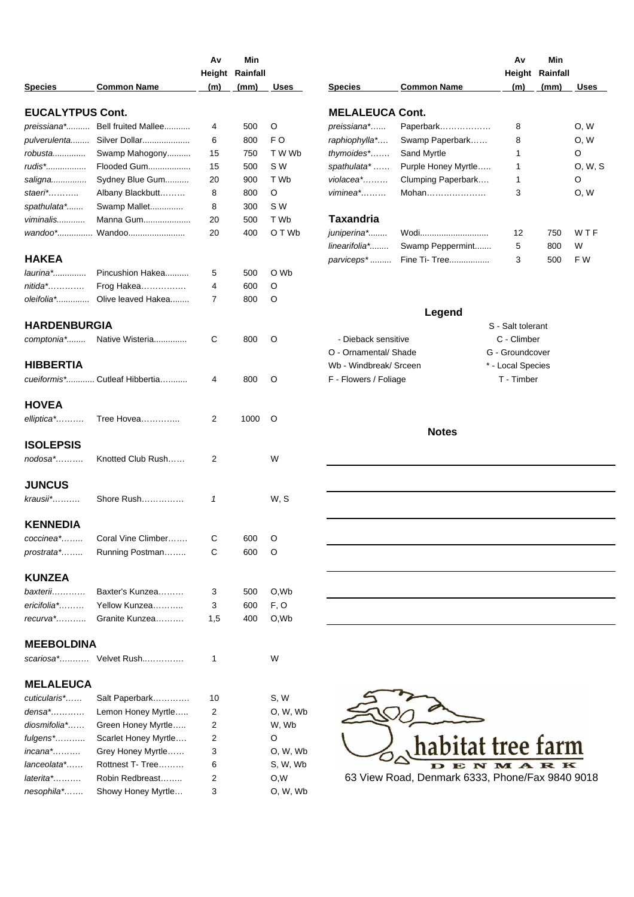| Species | Common Name | Av Height (m) | Min Rainfall (mm) | Uses |
|---|---|---|---|---|
| **EUCALYPTUS Cont.** | | | | |
| *preissiana*\*.......... | Bell fruited Mallee.......... | 4 | 500 | O |
| *pulverulenta*........ | Silver Dollar.................... | 6 | 800 | F O |
| *robusta*.............. | Swamp Mahogony.......... | 15 | 750 | T W Wb |
| *rudis*\*................. | Flooded Gum.................. | 15 | 500 | S W |
| *saligna*............... | Sydney Blue Gum.......... | 20 | 900 | T Wb |
| *staeri*\*……….. | Albany Blackbutt……… | 8 | 800 | O |
| *spathulata*\*....... | Swamp Mallet.............. | 8 | 300 | S W |
| *viminalis*............ | Manna Gum.................... | 20 | 500 | T Wb |
| *wandoo*\*............... | Wandoo........................ | 20 | 400 | O T Wb |
| **HAKEA** | | | | |
| *laurina*\*.............. | Pincushion Hakea.......... | 5 | 500 | O Wb |
| *nitida*\*………… | Frog Hakea……………. | 4 | 600 | O |
| *oleifolia*\*.............. | Olive leaved Hakea........ | 7 | 800 | O |
| **HARDENBURGIA** | | | | |
| *comptonia*\*........ | Native Wisteria............. | C | 800 | O |
| **HIBBERTIA** | | | | |
| *cueiformis*\*............ | Cutleaf Hibbertia…........ | 4 | 800 | O |
| **HOVEA** | | | | |
| *elliptica*\*………. | Tree Hovea………….. | 2 | 1000 | O |
| **ISOLEPSIS** | | | | |
| *nodosa*\*………. | Knotted Club Rush…… | 2 | | W |
| **JUNCUS** | | | | |
| *krausii*\*……… | Shore Rush…………… | *1* | | W, S |
| **KENNEDIA** | | | | |
| *coccinea*\*…….. | Coral Vine Climber…… | C | 600 | O |
| *prostrata*\*…….. | Running Postman…….. | C | 600 | O |
| **KUNZEA** | | | | |
| *baxterii*………… | Baxter's Kunzea……… | 3 | 500 | O,Wb |
| *ericifolia*\*……… | Yellow Kunzea……….. | 3 | 600 | F, O |
| *recurva*\*……….. | Granite Kunzea………. | 1,5 | 400 | O,Wb |
| **MEEBOLDINA** | | | | |
| *scariosa*\*……….. | Velvet Rush..………… | 1 | | W |
| **MELALEUCA** | | | | |
| *cuticularis*\*…… | Salt Paperbark………… | 10 | | S, W |
| *densa*\*………… | Lemon Honey Myrtle….. | 2 | | O, W, Wb |
| *diosmifolia*\*…… | Green Honey Myrtle….. | 2 | | W, Wb |
| *fulgens*\*……….. | Scarlet Honey Myrtle…. | 2 | | O |
| *incana*\*………. | Grey Honey Myrtle…… | 3 | | O, W, Wb |
| *lanceolata*\*…… | Rottnest T- Tree……… | 6 | | S, W, Wb |
| *laterita*\*………. | Robin Redbreast…….. | 2 | | O,W |
| *nesophila*\*……. | Showy Honey Myrtle… | 3 | | O, W, Wb |
| **MELALEUCA Cont.** | | | | |
| *preissiana*\*…... | Paperbark……………… | 8 | | O, W |
| *raphiophylla*\*…. | Swamp Paperbark…… | 8 | | O, W |
| *thymoides*\*……. | Sand Myrtle | 1 | | O |
| *spathulata*\* …… | Purple Honey Myrtle….. | 1 | | O, W, S |
| *violacea*\*……… | Clumping Paperbark…. | 1 | | O |
| *viminea*\*……… | Mohan………………… | 3 | | O, W |
| **Taxandria** | | | | |
| *juniperina*\*....... | Wodi............................. | 12 | 750 | W T F |
| *linearifolia*\*........ | Swamp Peppermint....... | 5 | 800 | W |
| *parviceps*\* ......... | Fine Ti- Tree................. | 3 | 500 | F W |

**Legend**

- Dieback sensitive
- O - Ornamental/ Shade
- Wb - Windbreak/ Srceen
- F - Flowers / Foliage
- S - Salt tolerant
- C - Climber
- G - Groundcover
- \* - Local Species
- T - Timber

**Notes**

habitat tree farm
DENMARK

63 View Road, Denmark 6333, Phone/Fax 9840 9018